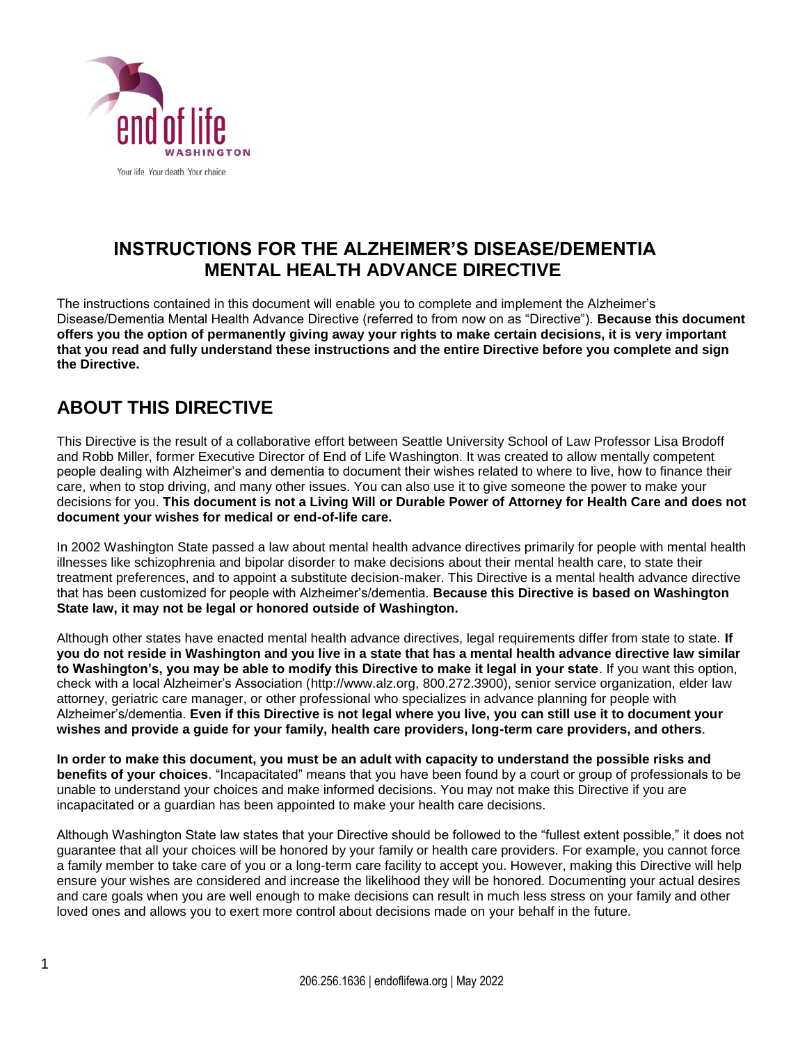# INSTRUCTIONS FOR THE ALZHEIMER'S DISEASE/DEMENTIA MENTAL HEALTH ADVANCE DIRECTIVE

The instructions contained in this document will enable you to complete and implement the Alzheimer's Disease/Dementia Mental Health Advance Directive (referred to from now on as "Directive"). **Because this document offers you the option of permanently giving away your rights to make certain decisions, it is very important that you read and fully understand these instructions and the entire Directive before you complete and sign the Directive.**

## ABOUT THIS DIRECTIVE

This Directive is the result of a collaborative effort between Seattle University School of Law Professor Lisa Brodoff and Robb Miller, former Executive Director of End of Life Washington. It was created to allow mentally competent people dealing with Alzheimer's and dementia to document their wishes related to where to live, how to finance their care, when to stop driving, and many other issues. You can also use it to give someone the power to make your decisions for you. **This document is not a Living Will or Durable Power of Attorney for Health Care and does not document your wishes for medical or end-of-life care.**

In 2002 Washington State passed a law about mental health advance directives primarily for people with mental health illnesses like schizophrenia and bipolar disorder to make decisions about their mental health care, to state their treatment preferences, and to appoint a substitute decision-maker. This Directive is a mental health advance directive that has been customized for people with Alzheimer's/dementia. **Because this Directive is based on Washington State law, it may not be legal or honored outside of Washington.**

Although other states have enacted mental health advance directives, legal requirements differ from state to state. **If you do not reside in Washington and you live in a state that has a mental health advance directive law similar to Washington's, you may be able to modify this Directive to make it legal in your state**. If you want this option, check with a local Alzheimer's Association (http://www.alz.org, 800.272.3900), senior service organization, elder law attorney, geriatric care manager, or other professional who specializes in advance planning for people with Alzheimer's/dementia. **Even if this Directive is not legal where you live, you can still use it to document your wishes and provide a guide for your family, health care providers, long-term care providers, and others**.

**In order to make this document, you must be an adult with capacity to understand the possible risks and benefits of your choices**. "Incapacitated" means that you have been found by a court or group of professionals to be unable to understand your choices and make informed decisions. You may not make this Directive if you are incapacitated or a guardian has been appointed to make your health care decisions.

Although Washington State law states that your Directive should be followed to the "fullest extent possible," it does not guarantee that all your choices will be honored by your family or health care providers. For example, you cannot force a family member to take care of you or a long-term care facility to accept you. However, making this Directive will help ensure your wishes are considered and increase the likelihood they will be honored. Documenting your actual desires and care goals when you are well enough to make decisions can result in much less stress on your family and other loved ones and allows you to exert more control about decisions made on your behalf in the future.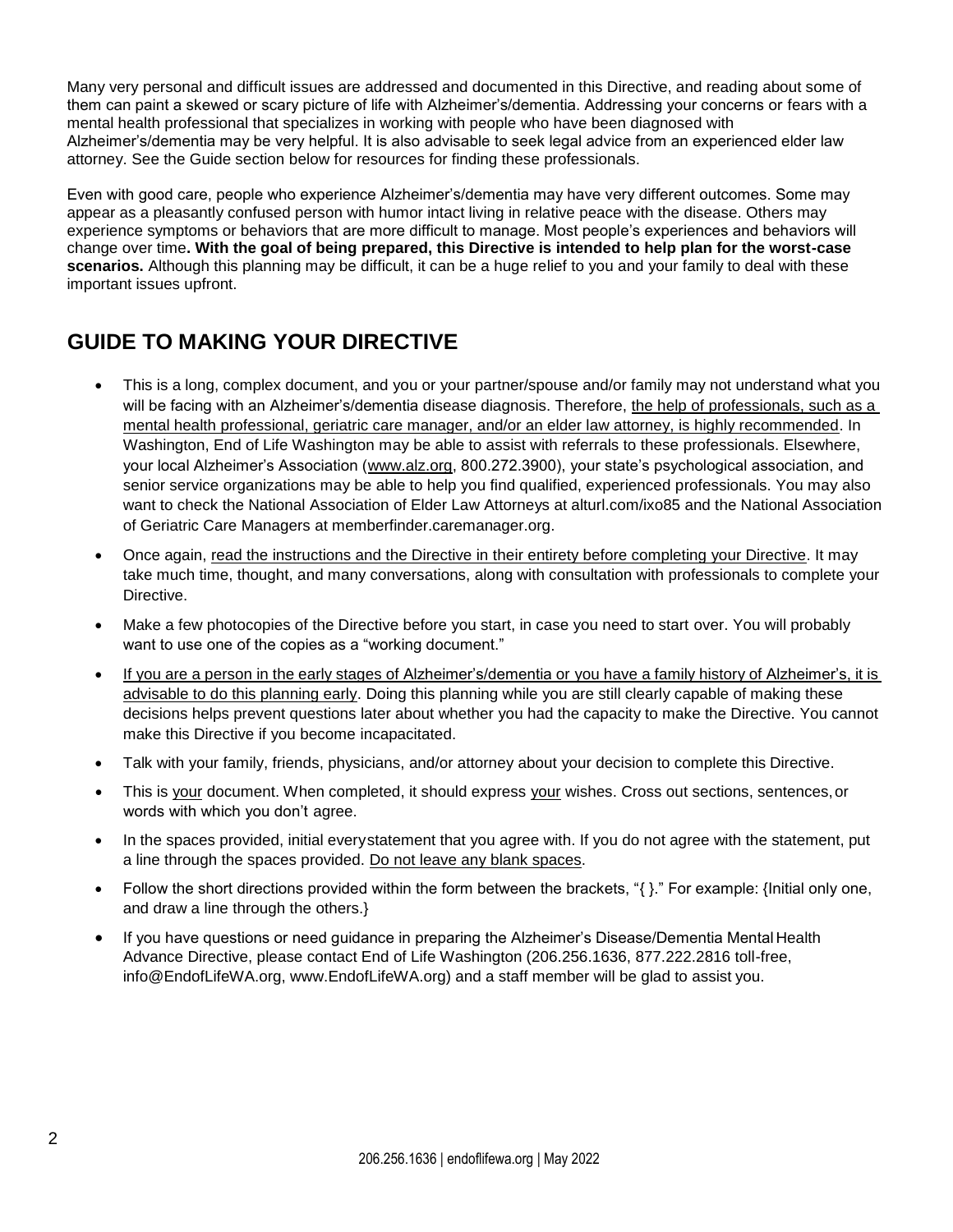Many very personal and difficult issues are addressed and documented in this Directive, and reading about some of them can paint a skewed or scary picture of life with Alzheimer's/dementia. Addressing your concerns or fears with a mental health professional that specializes in working with people who have been diagnosed with Alzheimer's/dementia may be very helpful. It is also advisable to seek legal advice from an experienced elder law attorney. See the Guide section below for resources for finding these professionals.

Even with good care, people who experience Alzheimer's/dementia may have very different outcomes. Some may appear as a pleasantly confused person with humor intact living in relative peace with the disease. Others may experience symptoms or behaviors that are more difficult to manage. Most people's experiences and behaviors will change over time**. With the goal of being prepared, this Directive is intended to help plan for the worst-case scenarios.** Although this planning may be difficult, it can be a huge relief to you and your family to deal with these important issues upfront.

## GUIDE TO MAKING YOUR DIRECTIVE

- This is a long, complex document, and you or your partner/spouse and/or family may not understand what you will be facing with an Alzheimer's/dementia disease diagnosis. Therefore, the help of professionals, such as a mental health professional, geriatric care manager, and/or an elder law attorney, is highly recommended. In Washington, End of Life Washington may be able to assist with referrals to these professionals. Elsewhere, your local Alzheimer's Association (www.alz.org, 800.272.3900), your state's psychological association, and senior service organizations may be able to help you find qualified, experienced professionals. You may also want to check the National Association of Elder Law Attorneys at alturl.com/ixo85 and the National Association of Geriatric Care Managers at memberfinder.caremanager.org.
- Once again, read the instructions and the Directive in their entirety before completing your Directive. It may take much time, thought, and many conversations, along with consultation with professionals to complete your Directive.
- Make a few photocopies of the Directive before you start, in case you need to start over. You will probably want to use one of the copies as a "working document."
- If you are a person in the early stages of Alzheimer's/dementia or you have a family history of Alzheimer's, it is advisable to do this planning early. Doing this planning while you are still clearly capable of making these decisions helps prevent questions later about whether you had the capacity to make the Directive. You cannot make this Directive if you become incapacitated.
- Talk with your family, friends, physicians, and/or attorney about your decision to complete this Directive.
- This is your document. When completed, it should express your wishes. Cross out sections, sentences, or words with which you don't agree.
- In the spaces provided, initial every statement that you agree with. If you do not agree with the statement, put a line through the spaces provided. Do not leave any blank spaces.
- Follow the short directions provided within the form between the brackets, "{ }." For example: {Initial only one, and draw a line through the others.}
- If you have questions or need guidance in preparing the Alzheimer's Disease/Dementia Mental Health Advance Directive, please contact End of Life Washington (206.256.1636, 877.222.2816 toll-free, info@EndofLifeWA.org, www.EndofLifeWA.org) and a staff member will be glad to assist you.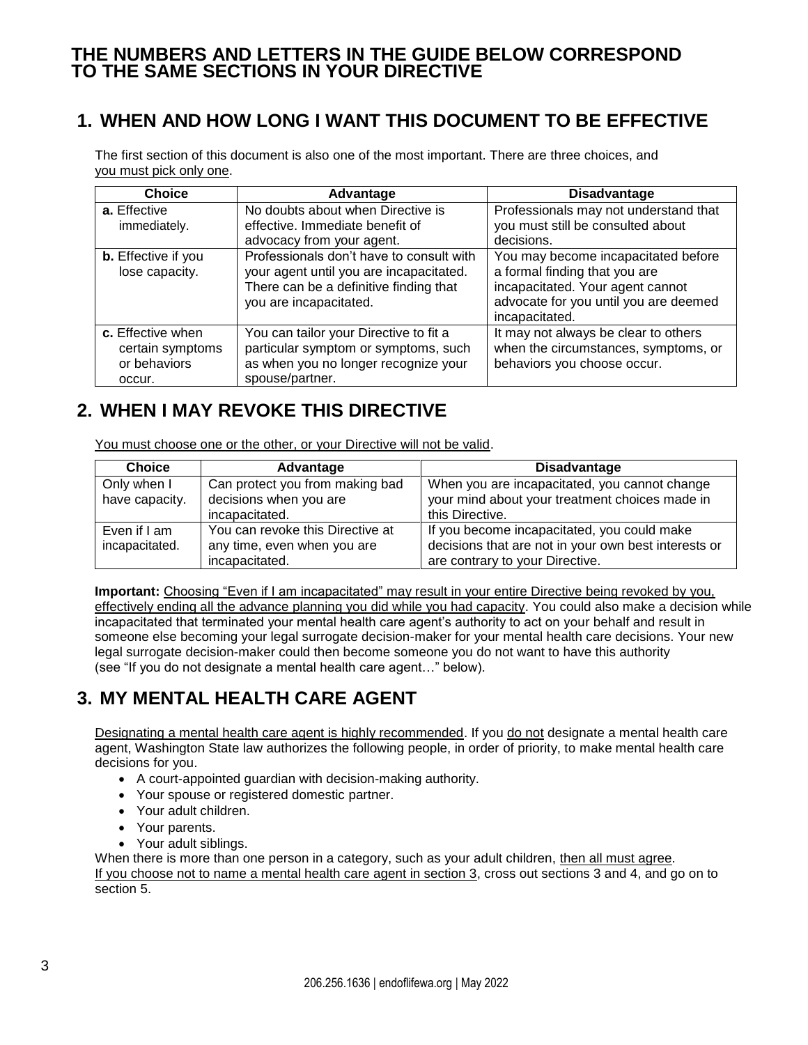# THE NUMBERS AND LETTERS IN THE GUIDE BELOW CORRESPOND TO THE SAME SECTIONS IN YOUR DIRECTIVE

## 1. WHEN AND HOW LONG I WANT THIS DOCUMENT TO BE EFFECTIVE

The first section of this document is also one of the most important. There are three choices, and you must pick only one.

| Choice | Advantage | Disadvantage |
|---|---|---|
| **a.** Effective immediately. | No doubts about when Directive is effective. Immediate benefit of advocacy from your agent. | Professionals may not understand that you must still be consulted about decisions. |
| **b.** Effective if you lose capacity. | Professionals don't have to consult with your agent until you are incapacitated. There can be a definitive finding that you are incapacitated. | You may become incapacitated before a formal finding that you are incapacitated. Your agent cannot advocate for you until you are deemed incapacitated. |
| **c.** Effective when certain symptoms or behaviors occur. | You can tailor your Directive to fit a particular symptom or symptoms, such as when you no longer recognize your spouse/partner. | It may not always be clear to others when the circumstances, symptoms, or behaviors you choose occur. |

## 2. WHEN I MAY REVOKE THIS DIRECTIVE

You must choose one or the other, or your Directive will not be valid.

| Choice | Advantage | Disadvantage |
|---|---|---|
| Only when I have capacity. | Can protect you from making bad decisions when you are incapacitated. | When you are incapacitated, you cannot change your mind about your treatment choices made in this Directive. |
| Even if I am incapacitated. | You can revoke this Directive at any time, even when you are incapacitated. | If you become incapacitated, you could make decisions that are not in your own best interests or are contrary to your Directive. |

**Important:** Choosing "Even if I am incapacitated" may result in your entire Directive being revoked by you, effectively ending all the advance planning you did while you had capacity. You could also make a decision while incapacitated that terminated your mental health care agent's authority to act on your behalf and result in someone else becoming your legal surrogate decision-maker for your mental health care decisions. Your new legal surrogate decision-maker could then become someone you do not want to have this authority (see "If you do not designate a mental health care agent…" below).

## 3. MY MENTAL HEALTH CARE AGENT

Designating a mental health care agent is highly recommended. If you do not designate a mental health care agent, Washington State law authorizes the following people, in order of priority, to make mental health care decisions for you.

- A court-appointed guardian with decision-making authority.
- Your spouse or registered domestic partner.
- Your adult children.
- Your parents.
- Your adult siblings.

When there is more than one person in a category, such as your adult children, then all must agree.
If you choose not to name a mental health care agent in section 3, cross out sections 3 and 4, and go on to section 5.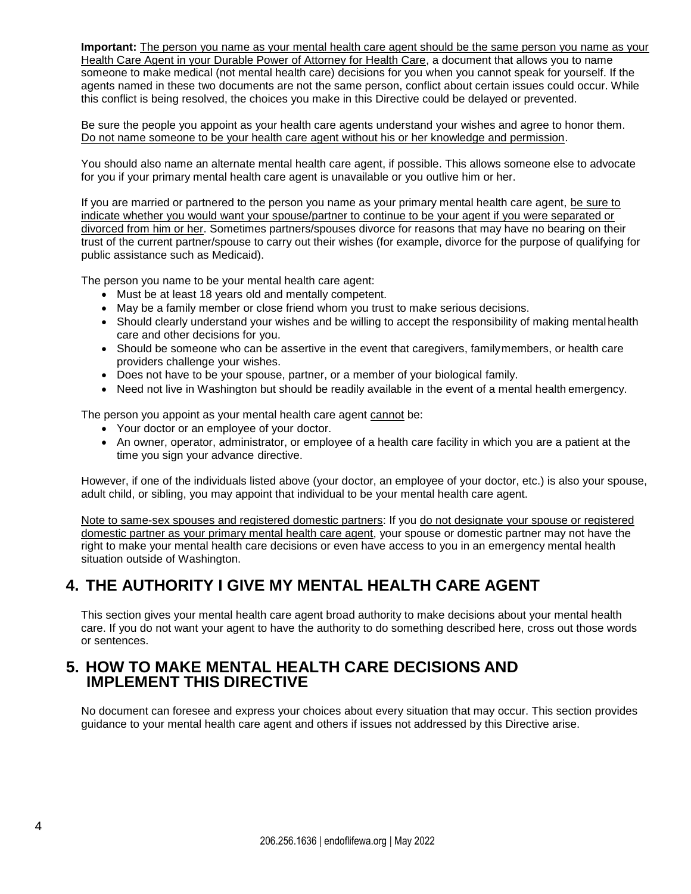**Important:** The person you name as your mental health care agent should be the same person you name as your Health Care Agent in your Durable Power of Attorney for Health Care, a document that allows you to name someone to make medical (not mental health care) decisions for you when you cannot speak for yourself. If the agents named in these two documents are not the same person, conflict about certain issues could occur. While this conflict is being resolved, the choices you make in this Directive could be delayed or prevented.

Be sure the people you appoint as your health care agents understand your wishes and agree to honor them. Do not name someone to be your health care agent without his or her knowledge and permission.

You should also name an alternate mental health care agent, if possible. This allows someone else to advocate for you if your primary mental health care agent is unavailable or you outlive him or her.

If you are married or partnered to the person you name as your primary mental health care agent, be sure to indicate whether you would want your spouse/partner to continue to be your agent if you were separated or divorced from him or her. Sometimes partners/spouses divorce for reasons that may have no bearing on their trust of the current partner/spouse to carry out their wishes (for example, divorce for the purpose of qualifying for public assistance such as Medicaid).

The person you name to be your mental health care agent:

- Must be at least 18 years old and mentally competent.
- May be a family member or close friend whom you trust to make serious decisions.
- Should clearly understand your wishes and be willing to accept the responsibility of making mental health care and other decisions for you.
- Should be someone who can be assertive in the event that caregivers, family members, or health care providers challenge your wishes.
- Does not have to be your spouse, partner, or a member of your biological family.
- Need not live in Washington but should be readily available in the event of a mental health emergency.

The person you appoint as your mental health care agent cannot be:

- Your doctor or an employee of your doctor.
- An owner, operator, administrator, or employee of a health care facility in which you are a patient at the time you sign your advance directive.

However, if one of the individuals listed above (your doctor, an employee of your doctor, etc.) is also your spouse, adult child, or sibling, you may appoint that individual to be your mental health care agent.

Note to same-sex spouses and registered domestic partners: If you do not designate your spouse or registered domestic partner as your primary mental health care agent, your spouse or domestic partner may not have the right to make your mental health care decisions or even have access to you in an emergency mental health situation outside of Washington.

## 4. THE AUTHORITY I GIVE MY MENTAL HEALTH CARE AGENT

This section gives your mental health care agent broad authority to make decisions about your mental health care. If you do not want your agent to have the authority to do something described here, cross out those words or sentences.

## 5. HOW TO MAKE MENTAL HEALTH CARE DECISIONS AND IMPLEMENT THIS DIRECTIVE

No document can foresee and express your choices about every situation that may occur. This section provides guidance to your mental health care agent and others if issues not addressed by this Directive arise.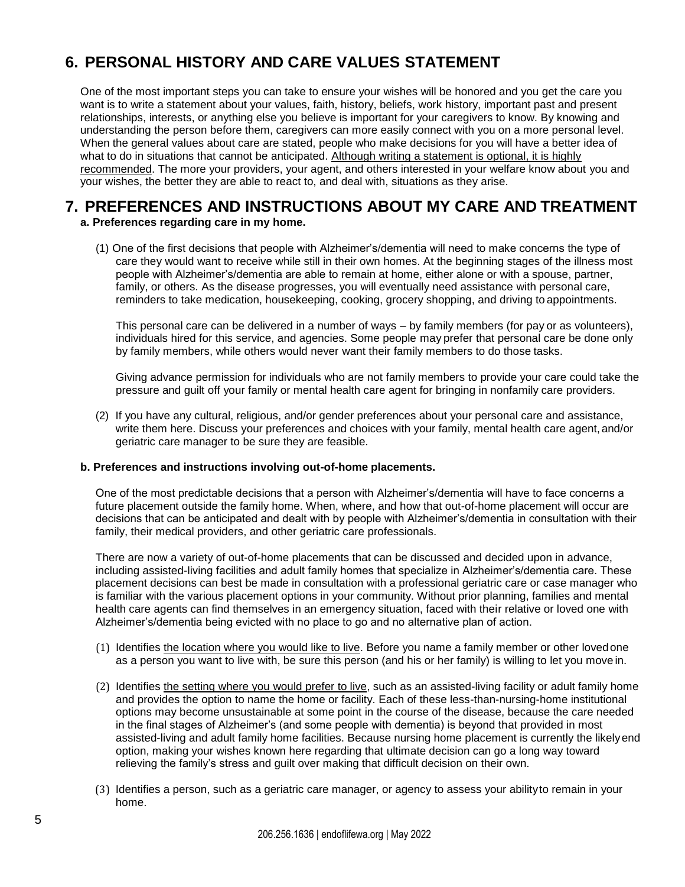## 6. PERSONAL HISTORY AND CARE VALUES STATEMENT

One of the most important steps you can take to ensure your wishes will be honored and you get the care you want is to write a statement about your values, faith, history, beliefs, work history, important past and present relationships, interests, or anything else you believe is important for your caregivers to know. By knowing and understanding the person before them, caregivers can more easily connect with you on a more personal level. When the general values about care are stated, people who make decisions for you will have a better idea of what to do in situations that cannot be anticipated. Although writing a statement is optional, it is highly recommended. The more your providers, your agent, and others interested in your welfare know about you and your wishes, the better they are able to react to, and deal with, situations as they arise.

## 7. PREFERENCES AND INSTRUCTIONS ABOUT MY CARE AND TREATMENT

**a. Preferences regarding care in my home.**

(1) One of the first decisions that people with Alzheimer's/dementia will need to make concerns the type of care they would want to receive while still in their own homes. At the beginning stages of the illness most people with Alzheimer's/dementia are able to remain at home, either alone or with a spouse, partner, family, or others. As the disease progresses, you will eventually need assistance with personal care, reminders to take medication, housekeeping, cooking, grocery shopping, and driving to appointments.

This personal care can be delivered in a number of ways – by family members (for pay or as volunteers), individuals hired for this service, and agencies. Some people may prefer that personal care be done only by family members, while others would never want their family members to do those tasks.

Giving advance permission for individuals who are not family members to provide your care could take the pressure and guilt off your family or mental health care agent for bringing in nonfamily care providers.

(2) If you have any cultural, religious, and/or gender preferences about your personal care and assistance, write them here. Discuss your preferences and choices with your family, mental health care agent, and/or geriatric care manager to be sure they are feasible.

**b. Preferences and instructions involving out-of-home placements.**

One of the most predictable decisions that a person with Alzheimer's/dementia will have to face concerns a future placement outside the family home. When, where, and how that out-of-home placement will occur are decisions that can be anticipated and dealt with by people with Alzheimer's/dementia in consultation with their family, their medical providers, and other geriatric care professionals.

There are now a variety of out-of-home placements that can be discussed and decided upon in advance, including assisted-living facilities and adult family homes that specialize in Alzheimer's/dementia care. These placement decisions can best be made in consultation with a professional geriatric care or case manager who is familiar with the various placement options in your community. Without prior planning, families and mental health care agents can find themselves in an emergency situation, faced with their relative or loved one with Alzheimer's/dementia being evicted with no place to go and no alternative plan of action.

(1) Identifies the location where you would like to live. Before you name a family member or other loved one as a person you want to live with, be sure this person (and his or her family) is willing to let you move in.

(2) Identifies the setting where you would prefer to live, such as an assisted-living facility or adult family home and provides the option to name the home or facility. Each of these less-than-nursing-home institutional options may become unsustainable at some point in the course of the disease, because the care needed in the final stages of Alzheimer's (and some people with dementia) is beyond that provided in most assisted-living and adult family home facilities. Because nursing home placement is currently the likely end option, making your wishes known here regarding that ultimate decision can go a long way toward relieving the family's stress and guilt over making that difficult decision on their own.

(3) Identifies a person, such as a geriatric care manager, or agency to assess your ability to remain in your home.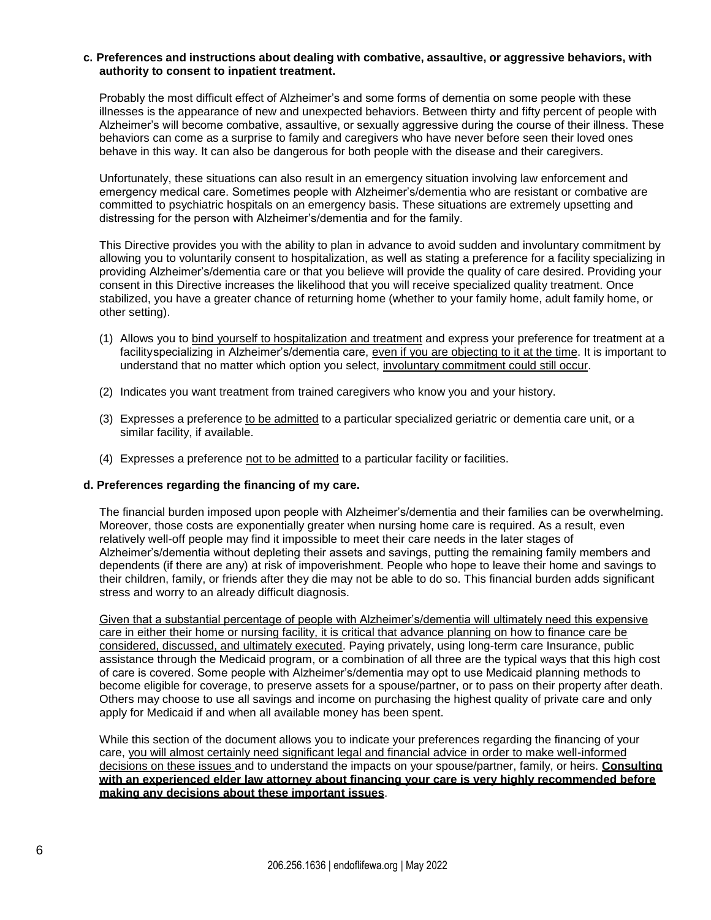**c. Preferences and instructions about dealing with combative, assaultive, or aggressive behaviors, with authority to consent to inpatient treatment.**

Probably the most difficult effect of Alzheimer's and some forms of dementia on some people with these illnesses is the appearance of new and unexpected behaviors. Between thirty and fifty percent of people with Alzheimer's will become combative, assaultive, or sexually aggressive during the course of their illness. These behaviors can come as a surprise to family and caregivers who have never before seen their loved ones behave in this way. It can also be dangerous for both people with the disease and their caregivers.

Unfortunately, these situations can also result in an emergency situation involving law enforcement and emergency medical care. Sometimes people with Alzheimer's/dementia who are resistant or combative are committed to psychiatric hospitals on an emergency basis. These situations are extremely upsetting and distressing for the person with Alzheimer's/dementia and for the family.

This Directive provides you with the ability to plan in advance to avoid sudden and involuntary commitment by allowing you to voluntarily consent to hospitalization, as well as stating a preference for a facility specializing in providing Alzheimer's/dementia care or that you believe will provide the quality of care desired. Providing your consent in this Directive increases the likelihood that you will receive specialized quality treatment. Once stabilized, you have a greater chance of returning home (whether to your family home, adult family home, or other setting).

(1) Allows you to <u>bind yourself to hospitalization and treatment</u> and express your preference for treatment at a facilityspecializing in Alzheimer's/dementia care, <u>even if you are objecting to it at the time</u>. It is important to understand that no matter which option you select, <u>involuntary commitment could still occur</u>.

(2) Indicates you want treatment from trained caregivers who know you and your history.

(3) Expresses a preference <u>to be admitted</u> to a particular specialized geriatric or dementia care unit, or a similar facility, if available.

(4) Expresses a preference <u>not to be admitted</u> to a particular facility or facilities.

**d. Preferences regarding the financing of my care.**

The financial burden imposed upon people with Alzheimer's/dementia and their families can be overwhelming. Moreover, those costs are exponentially greater when nursing home care is required. As a result, even relatively well-off people may find it impossible to meet their care needs in the later stages of Alzheimer's/dementia without depleting their assets and savings, putting the remaining family members and dependents (if there are any) at risk of impoverishment. People who hope to leave their home and savings to their children, family, or friends after they die may not be able to do so. This financial burden adds significant stress and worry to an already difficult diagnosis.

<u>Given that a substantial percentage of people with Alzheimer's/dementia will ultimately need this expensive care in either their home or nursing facility, it is critical that advance planning on how to finance care be considered, discussed, and ultimately executed</u>. Paying privately, using long-term care Insurance, public assistance through the Medicaid program, or a combination of all three are the typical ways that this high cost of care is covered. Some people with Alzheimer's/dementia may opt to use Medicaid planning methods to become eligible for coverage, to preserve assets for a spouse/partner, or to pass on their property after death. Others may choose to use all savings and income on purchasing the highest quality of private care and only apply for Medicaid if and when all available money has been spent.

While this section of the document allows you to indicate your preferences regarding the financing of your care, <u>you will almost certainly need significant legal and financial advice in order to make well-informed decisions on these issues</u> and to understand the impacts on your spouse/partner, family, or heirs. **<u>Consulting with an experienced elder law attorney about financing your care is very highly recommended before making any decisions about these important issues</u>**.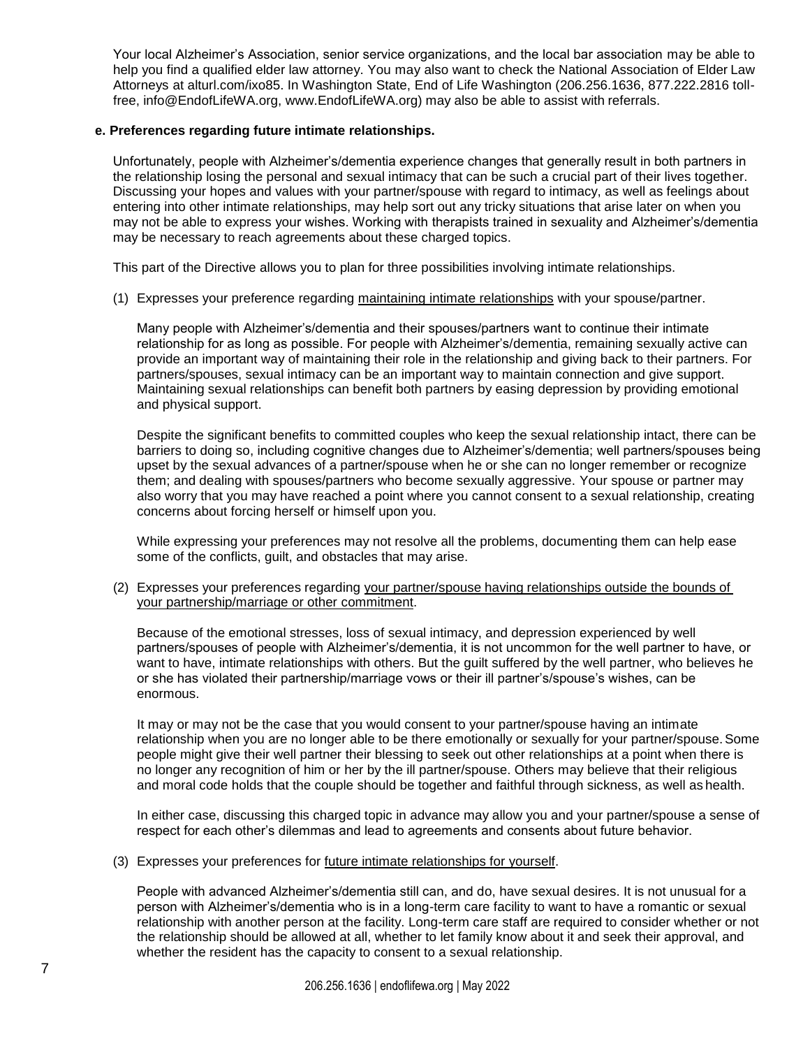Your local Alzheimer's Association, senior service organizations, and the local bar association may be able to help you find a qualified elder law attorney. You may also want to check the National Association of Elder Law Attorneys at alturl.com/ixo85. In Washington State, End of Life Washington (206.256.1636, 877.222.2816 toll-free, info@EndofLifeWA.org, www.EndofLifeWA.org) may also be able to assist with referrals.

**e. Preferences regarding future intimate relationships.**

Unfortunately, people with Alzheimer's/dementia experience changes that generally result in both partners in the relationship losing the personal and sexual intimacy that can be such a crucial part of their lives together. Discussing your hopes and values with your partner/spouse with regard to intimacy, as well as feelings about entering into other intimate relationships, may help sort out any tricky situations that arise later on when you may not be able to express your wishes. Working with therapists trained in sexuality and Alzheimer's/dementia may be necessary to reach agreements about these charged topics.

This part of the Directive allows you to plan for three possibilities involving intimate relationships.

(1) Expresses your preference regarding maintaining intimate relationships with your spouse/partner.

Many people with Alzheimer's/dementia and their spouses/partners want to continue their intimate relationship for as long as possible. For people with Alzheimer's/dementia, remaining sexually active can provide an important way of maintaining their role in the relationship and giving back to their partners. For partners/spouses, sexual intimacy can be an important way to maintain connection and give support. Maintaining sexual relationships can benefit both partners by easing depression by providing emotional and physical support.

Despite the significant benefits to committed couples who keep the sexual relationship intact, there can be barriers to doing so, including cognitive changes due to Alzheimer's/dementia; well partners/spouses being upset by the sexual advances of a partner/spouse when he or she can no longer remember or recognize them; and dealing with spouses/partners who become sexually aggressive. Your spouse or partner may also worry that you may have reached a point where you cannot consent to a sexual relationship, creating concerns about forcing herself or himself upon you.

While expressing your preferences may not resolve all the problems, documenting them can help ease some of the conflicts, guilt, and obstacles that may arise.

(2) Expresses your preferences regarding your partner/spouse having relationships outside the bounds of your partnership/marriage or other commitment.

Because of the emotional stresses, loss of sexual intimacy, and depression experienced by well partners/spouses of people with Alzheimer's/dementia, it is not uncommon for the well partner to have, or want to have, intimate relationships with others. But the guilt suffered by the well partner, who believes he or she has violated their partnership/marriage vows or their ill partner's/spouse's wishes, can be enormous.

It may or may not be the case that you would consent to your partner/spouse having an intimate relationship when you are no longer able to be there emotionally or sexually for your partner/spouse. Some people might give their well partner their blessing to seek out other relationships at a point when there is no longer any recognition of him or her by the ill partner/spouse. Others may believe that their religious and moral code holds that the couple should be together and faithful through sickness, as well as health.

In either case, discussing this charged topic in advance may allow you and your partner/spouse a sense of respect for each other's dilemmas and lead to agreements and consents about future behavior.

(3) Expresses your preferences for future intimate relationships for yourself.

People with advanced Alzheimer's/dementia still can, and do, have sexual desires. It is not unusual for a person with Alzheimer's/dementia who is in a long-term care facility to want to have a romantic or sexual relationship with another person at the facility. Long-term care staff are required to consider whether or not the relationship should be allowed at all, whether to let family know about it and seek their approval, and whether the resident has the capacity to consent to a sexual relationship.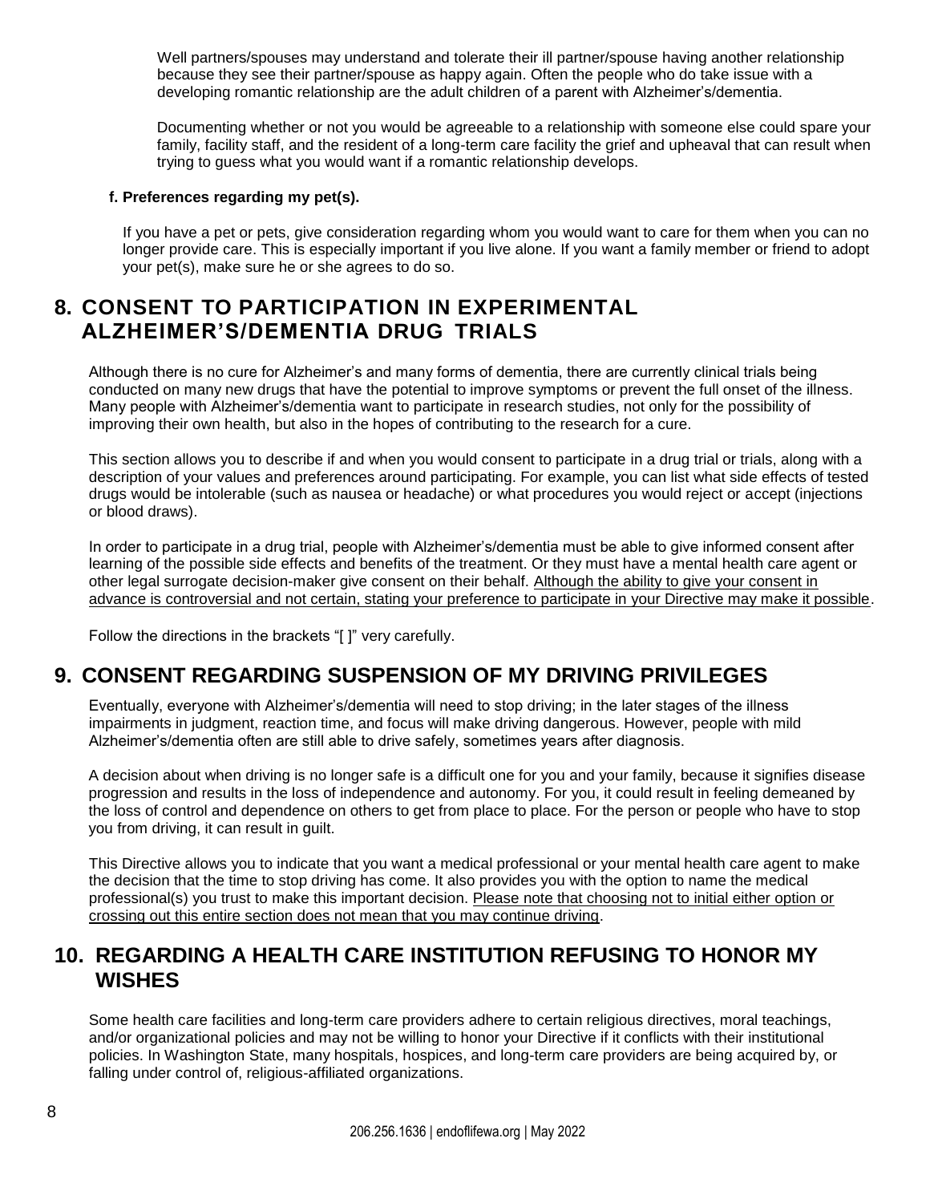Well partners/spouses may understand and tolerate their ill partner/spouse having another relationship because they see their partner/spouse as happy again. Often the people who do take issue with a developing romantic relationship are the adult children of a parent with Alzheimer's/dementia.

Documenting whether or not you would be agreeable to a relationship with someone else could spare your family, facility staff, and the resident of a long-term care facility the grief and upheaval that can result when trying to guess what you would want if a romantic relationship develops.

**f. Preferences regarding my pet(s).**

If you have a pet or pets, give consideration regarding whom you would want to care for them when you can no longer provide care. This is especially important if you live alone. If you want a family member or friend to adopt your pet(s), make sure he or she agrees to do so.

## 8. CONSENT TO PARTICIPATION IN EXPERIMENTAL ALZHEIMER'S/DEMENTIA DRUG TRIALS

Although there is no cure for Alzheimer's and many forms of dementia, there are currently clinical trials being conducted on many new drugs that have the potential to improve symptoms or prevent the full onset of the illness. Many people with Alzheimer's/dementia want to participate in research studies, not only for the possibility of improving their own health, but also in the hopes of contributing to the research for a cure.

This section allows you to describe if and when you would consent to participate in a drug trial or trials, along with a description of your values and preferences around participating. For example, you can list what side effects of tested drugs would be intolerable (such as nausea or headache) or what procedures you would reject or accept (injections or blood draws).

In order to participate in a drug trial, people with Alzheimer's/dementia must be able to give informed consent after learning of the possible side effects and benefits of the treatment. Or they must have a mental health care agent or other legal surrogate decision-maker give consent on their behalf. <u>Although the ability to give your consent in advance is controversial and not certain, stating your preference to participate in your Directive may make it possible</u>.

Follow the directions in the brackets "[ ]" very carefully.

## 9. CONSENT REGARDING SUSPENSION OF MY DRIVING PRIVILEGES

Eventually, everyone with Alzheimer's/dementia will need to stop driving; in the later stages of the illness impairments in judgment, reaction time, and focus will make driving dangerous. However, people with mild Alzheimer's/dementia often are still able to drive safely, sometimes years after diagnosis.

A decision about when driving is no longer safe is a difficult one for you and your family, because it signifies disease progression and results in the loss of independence and autonomy. For you, it could result in feeling demeaned by the loss of control and dependence on others to get from place to place. For the person or people who have to stop you from driving, it can result in guilt.

This Directive allows you to indicate that you want a medical professional or your mental health care agent to make the decision that the time to stop driving has come. It also provides you with the option to name the medical professional(s) you trust to make this important decision. <u>Please note that choosing not to initial either option or crossing out this entire section does not mean that you may continue driving</u>.

## 10. REGARDING A HEALTH CARE INSTITUTION REFUSING TO HONOR MY WISHES

Some health care facilities and long-term care providers adhere to certain religious directives, moral teachings, and/or organizational policies and may not be willing to honor your Directive if it conflicts with their institutional policies. In Washington State, many hospitals, hospices, and long-term care providers are being acquired by, or falling under control of, religious-affiliated organizations.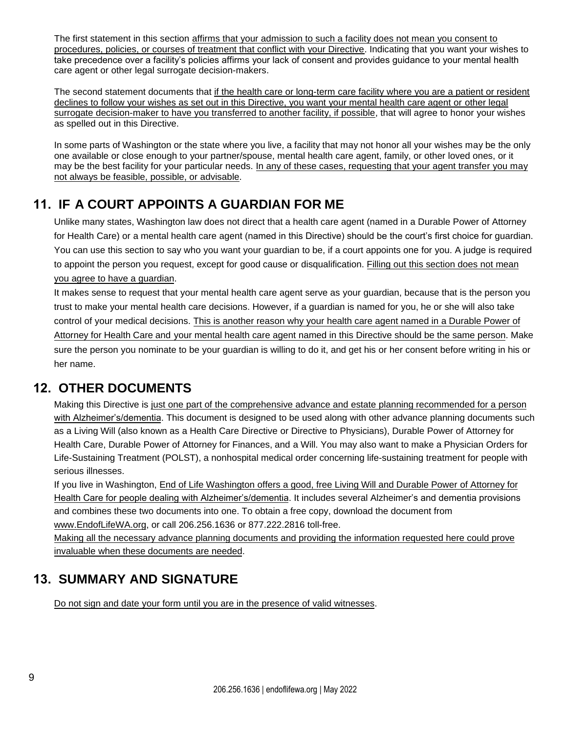The first statement in this section affirms that your admission to such a facility does not mean you consent to procedures, policies, or courses of treatment that conflict with your Directive. Indicating that you want your wishes to take precedence over a facility's policies affirms your lack of consent and provides guidance to your mental health care agent or other legal surrogate decision-makers.

The second statement documents that if the health care or long-term care facility where you are a patient or resident declines to follow your wishes as set out in this Directive, you want your mental health care agent or other legal surrogate decision-maker to have you transferred to another facility, if possible, that will agree to honor your wishes as spelled out in this Directive.

In some parts of Washington or the state where you live, a facility that may not honor all your wishes may be the only one available or close enough to your partner/spouse, mental health care agent, family, or other loved ones, or it may be the best facility for your particular needs. In any of these cases, requesting that your agent transfer you may not always be feasible, possible, or advisable.

## 11. IF A COURT APPOINTS A GUARDIAN FOR ME

Unlike many states, Washington law does not direct that a health care agent (named in a Durable Power of Attorney for Health Care) or a mental health care agent (named in this Directive) should be the court's first choice for guardian. You can use this section to say who you want your guardian to be, if a court appoints one for you. A judge is required to appoint the person you request, except for good cause or disqualification. Filling out this section does not mean you agree to have a guardian.

It makes sense to request that your mental health care agent serve as your guardian, because that is the person you trust to make your mental health care decisions. However, if a guardian is named for you, he or she will also take control of your medical decisions. This is another reason why your health care agent named in a Durable Power of Attorney for Health Care and your mental health care agent named in this Directive should be the same person. Make sure the person you nominate to be your guardian is willing to do it, and get his or her consent before writing in his or her name.

## 12. OTHER DOCUMENTS

Making this Directive is just one part of the comprehensive advance and estate planning recommended for a person with Alzheimer's/dementia. This document is designed to be used along with other advance planning documents such as a Living Will (also known as a Health Care Directive or Directive to Physicians), Durable Power of Attorney for Health Care, Durable Power of Attorney for Finances, and a Will. You may also want to make a Physician Orders for Life-Sustaining Treatment (POLST), a nonhospital medical order concerning life-sustaining treatment for people with serious illnesses.

If you live in Washington, End of Life Washington offers a good, free Living Will and Durable Power of Attorney for Health Care for people dealing with Alzheimer's/dementia. It includes several Alzheimer's and dementia provisions and combines these two documents into one. To obtain a free copy, download the document from www.EndofLifeWA.org, or call 206.256.1636 or 877.222.2816 toll-free.

Making all the necessary advance planning documents and providing the information requested here could prove invaluable when these documents are needed.

## 13. SUMMARY AND SIGNATURE

Do not sign and date your form until you are in the presence of valid witnesses.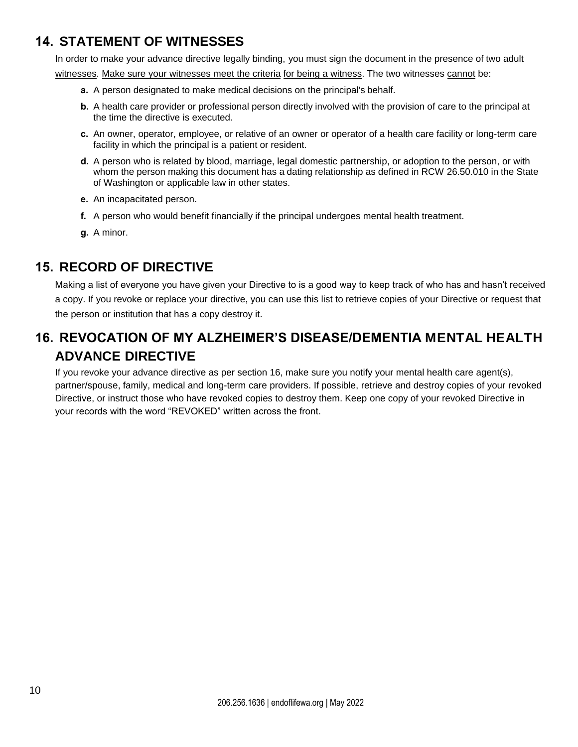## 14. STATEMENT OF WITNESSES

In order to make your advance directive legally binding, you must sign the document in the presence of two adult witnesses. Make sure your witnesses meet the criteria for being a witness. The two witnesses cannot be:

- **a.** A person designated to make medical decisions on the principal's behalf.
- **b.** A health care provider or professional person directly involved with the provision of care to the principal at the time the directive is executed.
- **c.** An owner, operator, employee, or relative of an owner or operator of a health care facility or long-term care facility in which the principal is a patient or resident.
- **d.** A person who is related by blood, marriage, legal domestic partnership, or adoption to the person, or with whom the person making this document has a dating relationship as defined in RCW 26.50.010 in the State of Washington or applicable law in other states.
- **e.** An incapacitated person.
- **f.** A person who would benefit financially if the principal undergoes mental health treatment.
- **g.** A minor.

## 15. RECORD OF DIRECTIVE

Making a list of everyone you have given your Directive to is a good way to keep track of who has and hasn't received a copy. If you revoke or replace your directive, you can use this list to retrieve copies of your Directive or request that the person or institution that has a copy destroy it.

## 16. REVOCATION OF MY ALZHEIMER'S DISEASE/DEMENTIA MENTAL HEALTH ADVANCE DIRECTIVE

If you revoke your advance directive as per section 16, make sure you notify your mental health care agent(s), partner/spouse, family, medical and long-term care providers. If possible, retrieve and destroy copies of your revoked Directive, or instruct those who have revoked copies to destroy them. Keep one copy of your revoked Directive in your records with the word "REVOKED" written across the front.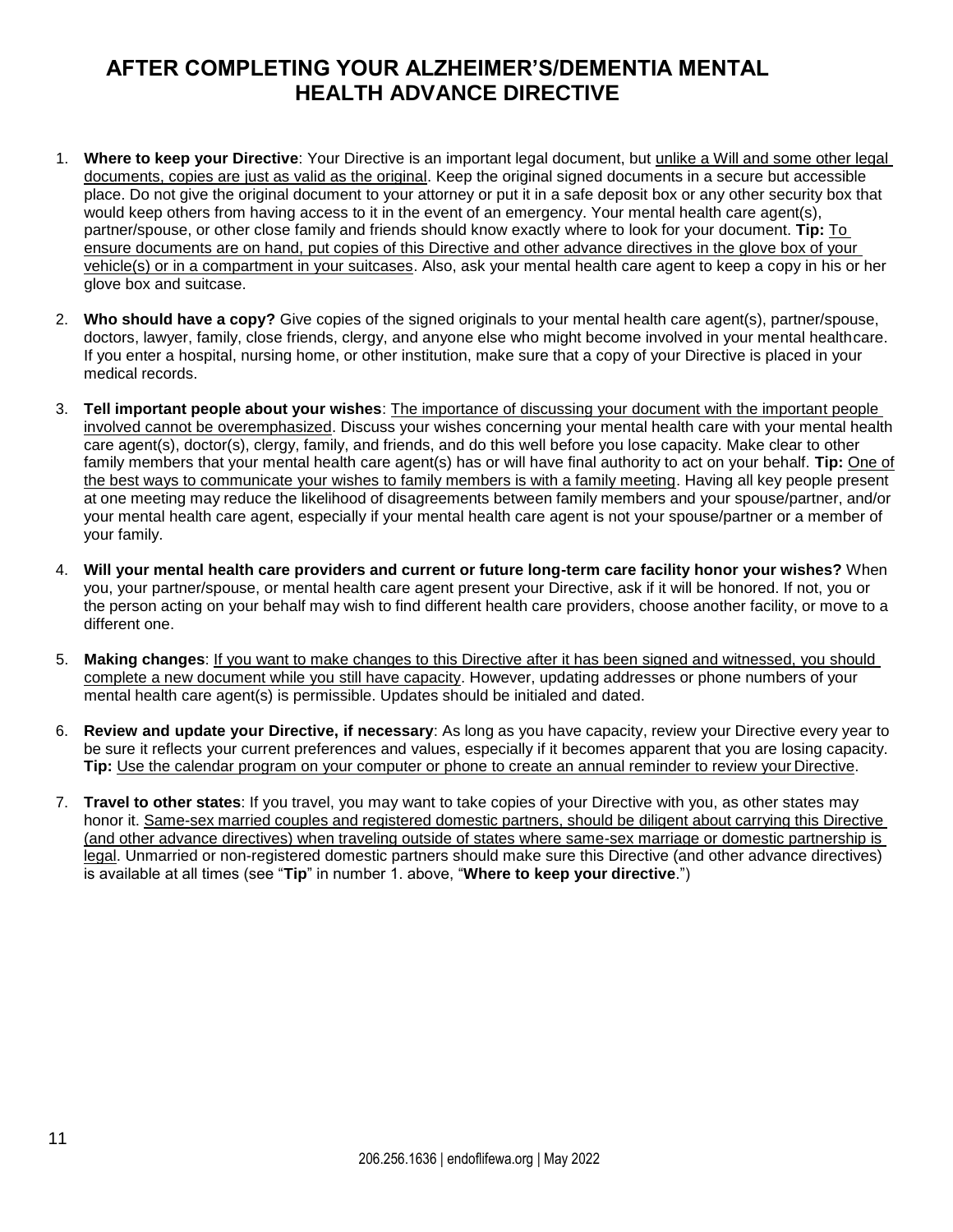# AFTER COMPLETING YOUR ALZHEIMER'S/DEMENTIA MENTAL HEALTH ADVANCE DIRECTIVE

1. **Where to keep your Directive**: Your Directive is an important legal document, but unlike a Will and some other legal documents, copies are just as valid as the original. Keep the original signed documents in a secure but accessible place. Do not give the original document to your attorney or put it in a safe deposit box or any other security box that would keep others from having access to it in the event of an emergency. Your mental health care agent(s), partner/spouse, or other close family and friends should know exactly where to look for your document. **Tip:** To ensure documents are on hand, put copies of this Directive and other advance directives in the glove box of your vehicle(s) or in a compartment in your suitcases. Also, ask your mental health care agent to keep a copy in his or her glove box and suitcase.

2. **Who should have a copy?** Give copies of the signed originals to your mental health care agent(s), partner/spouse, doctors, lawyer, family, close friends, clergy, and anyone else who might become involved in your mental healthcare. If you enter a hospital, nursing home, or other institution, make sure that a copy of your Directive is placed in your medical records.

3. **Tell important people about your wishes**: The importance of discussing your document with the important people involved cannot be overemphasized. Discuss your wishes concerning your mental health care with your mental health care agent(s), doctor(s), clergy, family, and friends, and do this well before you lose capacity. Make clear to other family members that your mental health care agent(s) has or will have final authority to act on your behalf. **Tip:** One of the best ways to communicate your wishes to family members is with a family meeting. Having all key people present at one meeting may reduce the likelihood of disagreements between family members and your spouse/partner, and/or your mental health care agent, especially if your mental health care agent is not your spouse/partner or a member of your family.

4. **Will your mental health care providers and current or future long-term care facility honor your wishes?** When you, your partner/spouse, or mental health care agent present your Directive, ask if it will be honored. If not, you or the person acting on your behalf may wish to find different health care providers, choose another facility, or move to a different one.

5. **Making changes**: If you want to make changes to this Directive after it has been signed and witnessed, you should complete a new document while you still have capacity. However, updating addresses or phone numbers of your mental health care agent(s) is permissible. Updates should be initialed and dated.

6. **Review and update your Directive, if necessary**: As long as you have capacity, review your Directive every year to be sure it reflects your current preferences and values, especially if it becomes apparent that you are losing capacity. **Tip:** Use the calendar program on your computer or phone to create an annual reminder to review your Directive.

7. **Travel to other states**: If you travel, you may want to take copies of your Directive with you, as other states may honor it. Same-sex married couples and registered domestic partners, should be diligent about carrying this Directive (and other advance directives) when traveling outside of states where same-sex marriage or domestic partnership is legal. Unmarried or non-registered domestic partners should make sure this Directive (and other advance directives) is available at all times (see "**Tip**" in number 1. above, "**Where to keep your directive**.")